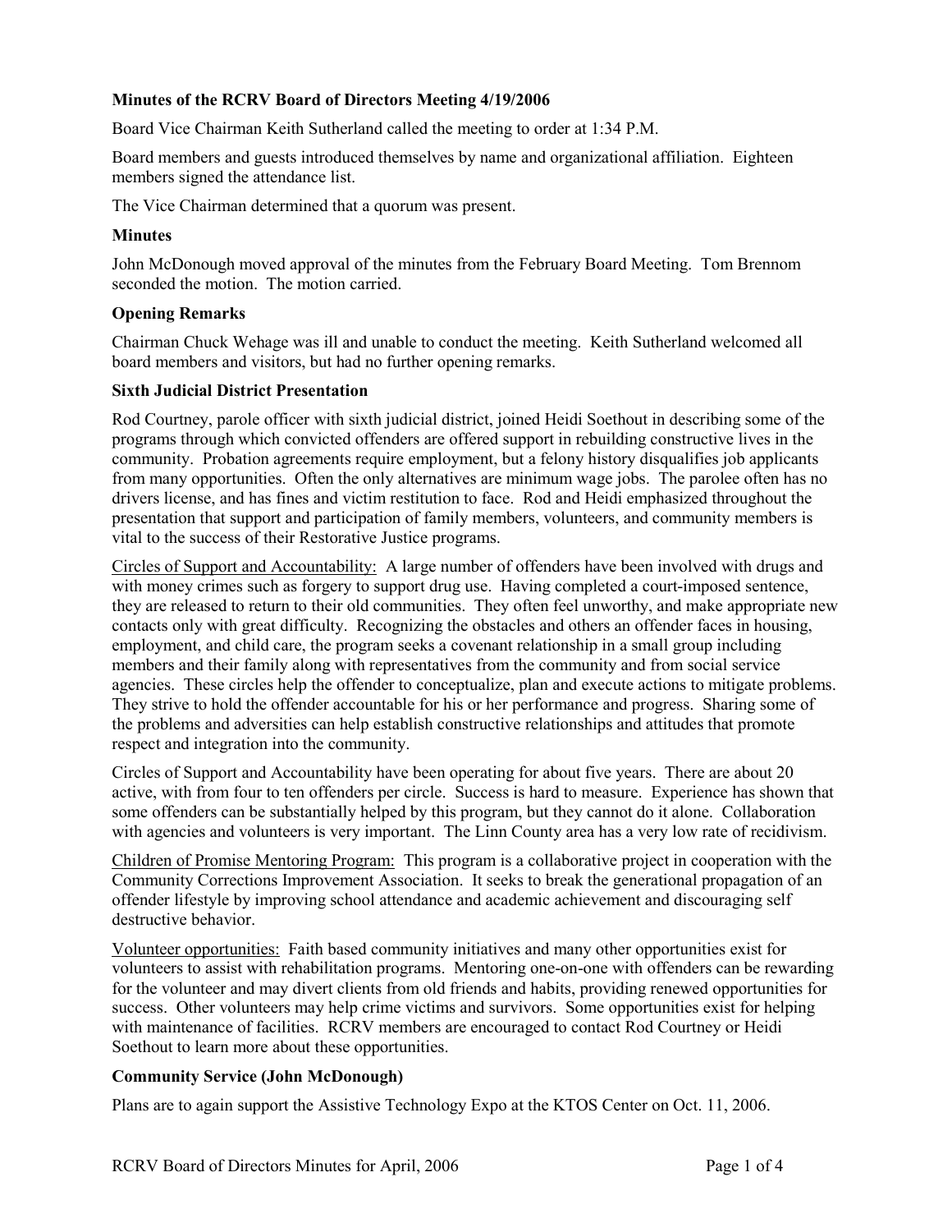**Minutes of the RCRV Board of Directors Meeting 4/19/2006**

Board Vice Chairman Keith Sutherland called the meeting to order at 1:34 P.M.

Board members and guests introduced themselves by name and organizational affiliation. Eighteen members signed the attendance list.

The Vice Chairman determined that a quorum was present.

**Minutes**

John McDonough moved approval of the minutes from the February Board Meeting. Tom Brennom seconded the motion. The motion carried.

**Opening Remarks**

Chairman Chuck Wehage was ill and unable to conduct the meeting. Keith Sutherland welcomed all board members and visitors, but had no further opening remarks.

**Sixth Judicial District Presentation**

Rod Courtney, parole officer with sixth judicial district, joined Heidi Soethout in describing some of the programs through which convicted offenders are offered support in rebuilding constructive lives in the community. Probation agreements require employment, but a felony history disqualifies job applicants from many opportunities. Often the only alternatives are minimum wage jobs. The parolee often has no drivers license, and has fines and victim restitution to face. Rod and Heidi emphasized throughout the presentation that support and participation of family members, volunteers, and community members is vital to the success of their Restorative Justice programs.

Circles of Support and Accountability: A large number of offenders have been involved with drugs and with money crimes such as forgery to support drug use. Having completed a court-imposed sentence, they are released to return to their old communities. They often feel unworthy, and make appropriate new contacts only with great difficulty. Recognizing the obstacles and others an offender faces in housing, employment, and child care, the program seeks a covenant relationship in a small group including members and their family along with representatives from the community and from social service agencies. These circles help the offender to conceptualize, plan and execute actions to mitigate problems. They strive to hold the offender accountable for his or her performance and progress. Sharing some of the problems and adversities can help establish constructive relationships and attitudes that promote respect and integration into the community.

Circles of Support and Accountability have been operating for about five years. There are about 20 active, with from four to ten offenders per circle. Success is hard to measure. Experience has shown that some offenders can be substantially helped by this program, but they cannot do it alone. Collaboration with agencies and volunteers is very important. The Linn County area has a very low rate of recidivism.

Children of Promise Mentoring Program: This program is a collaborative project in cooperation with the Community Corrections Improvement Association. It seeks to break the generational propagation of an offender lifestyle by improving school attendance and academic achievement and discouraging self destructive behavior.

Volunteer opportunities: Faith based community initiatives and many other opportunities exist for volunteers to assist with rehabilitation programs. Mentoring one-on-one with offenders can be rewarding for the volunteer and may divert clients from old friends and habits, providing renewed opportunities for success. Other volunteers may help crime victims and survivors. Some opportunities exist for helping with maintenance of facilities. RCRV members are encouraged to contact Rod Courtney or Heidi Soethout to learn more about these opportunities.

**Community Service (John McDonough)**

Plans are to again support the Assistive Technology Expo at the KTOS Center on Oct. 11, 2006.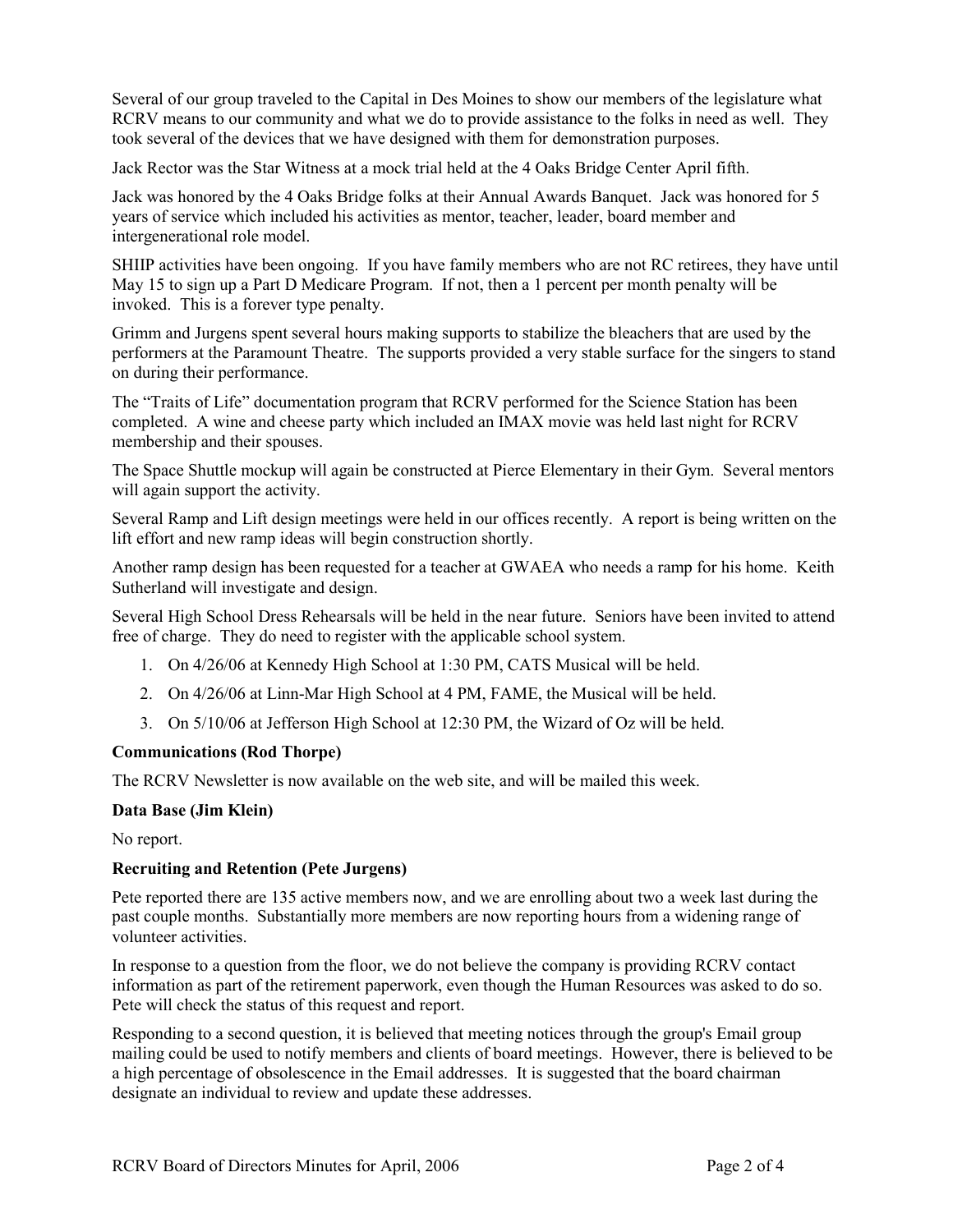Several of our group traveled to the Capital in Des Moines to show our members of the legislature what RCRV means to our community and what we do to provide assistance to the folks in need as well. They took several of the devices that we have designed with them for demonstration purposes.

Jack Rector was the Star Witness at a mock trial held at the 4 Oaks Bridge Center April fifth.

Jack was honored by the 4 Oaks Bridge folks at their Annual Awards Banquet. Jack was honored for 5 years of service which included his activities as mentor, teacher, leader, board member and intergenerational role model.

SHIIP activities have been ongoing. If you have family members who are not RC retirees, they have until May 15 to sign up a Part D Medicare Program. If not, then a 1 percent per month penalty will be invoked. This is a forever type penalty.

Grimm and Jurgens spent several hours making supports to stabilize the bleachers that are used by the performers at the Paramount Theatre. The supports provided a very stable surface for the singers to stand on during their performance.

The "Traits of Life" documentation program that RCRV performed for the Science Station has been completed. A wine and cheese party which included an IMAX movie was held last night for RCRV membership and their spouses.

The Space Shuttle mockup will again be constructed at Pierce Elementary in their Gym. Several mentors will again support the activity.

Several Ramp and Lift design meetings were held in our offices recently. A report is being written on the lift effort and new ramp ideas will begin construction shortly.

Another ramp design has been requested for a teacher at GWAEA who needs a ramp for his home. Keith Sutherland will investigate and design.

Several High School Dress Rehearsals will be held in the near future. Seniors have been invited to attend free of charge. They do need to register with the applicable school system.

1. On 4/26/06 at Kennedy High School at 1:30 PM, CATS Musical will be held.
2. On 4/26/06 at Linn-Mar High School at 4 PM, FAME, the Musical will be held.
3. On 5/10/06 at Jefferson High School at 12:30 PM, the Wizard of Oz will be held.

**Communications (Rod Thorpe)**

The RCRV Newsletter is now available on the web site, and will be mailed this week.

**Data Base (Jim Klein)**

No report.

**Recruiting and Retention (Pete Jurgens)**

Pete reported there are 135 active members now, and we are enrolling about two a week last during the past couple months. Substantially more members are now reporting hours from a widening range of volunteer activities.

In response to a question from the floor, we do not believe the company is providing RCRV contact information as part of the retirement paperwork, even though the Human Resources was asked to do so. Pete will check the status of this request and report.

Responding to a second question, it is believed that meeting notices through the group's Email group mailing could be used to notify members and clients of board meetings. However, there is believed to be a high percentage of obsolescence in the Email addresses. It is suggested that the board chairman designate an individual to review and update these addresses.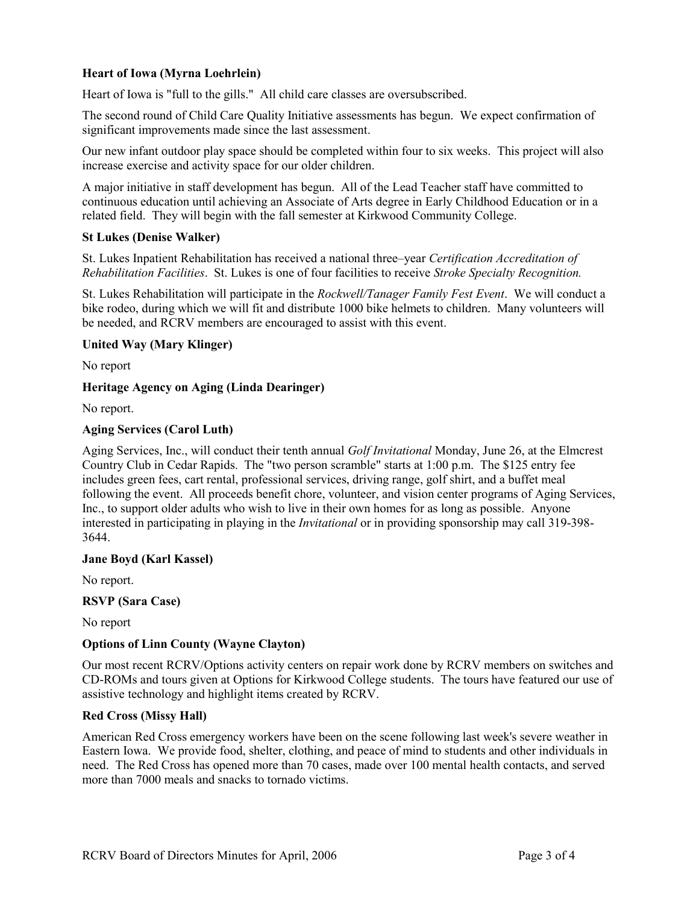**Heart of Iowa (Myrna Loehrlein)**

Heart of Iowa is "full to the gills." All child care classes are oversubscribed.

The second round of Child Care Quality Initiative assessments has begun. We expect confirmation of significant improvements made since the last assessment.

Our new infant outdoor play space should be completed within four to six weeks. This project will also increase exercise and activity space for our older children.

A major initiative in staff development has begun. All of the Lead Teacher staff have committed to continuous education until achieving an Associate of Arts degree in Early Childhood Education or in a related field. They will begin with the fall semester at Kirkwood Community College.

**St Lukes (Denise Walker)**

St. Lukes Inpatient Rehabilitation has received a national three–year *Certification Accreditation of Rehabilitation Facilities*. St. Lukes is one of four facilities to receive *Stroke Specialty Recognition.*

St. Lukes Rehabilitation will participate in the *Rockwell/Tanager Family Fest Event*. We will conduct a bike rodeo, during which we will fit and distribute 1000 bike helmets to children. Many volunteers will be needed, and RCRV members are encouraged to assist with this event.

**United Way (Mary Klinger)**

No report

**Heritage Agency on Aging (Linda Dearinger)**

No report.

**Aging Services (Carol Luth)**

Aging Services, Inc., will conduct their tenth annual *Golf Invitational* Monday, June 26, at the Elmcrest Country Club in Cedar Rapids. The "two person scramble" starts at 1:00 p.m. The $125 entry fee includes green fees, cart rental, professional services, driving range, golf shirt, and a buffet meal following the event. All proceeds benefit chore, volunteer, and vision center programs of Aging Services, Inc., to support older adults who wish to live in their own homes for as long as possible. Anyone interested in participating in playing in the *Invitational* or in providing sponsorship may call 319-398-3644.

**Jane Boyd (Karl Kassel)**

No report.

**RSVP (Sara Case)**

No report

**Options of Linn County (Wayne Clayton)**

Our most recent RCRV/Options activity centers on repair work done by RCRV members on switches and CD-ROMs and tours given at Options for Kirkwood College students. The tours have featured our use of assistive technology and highlight items created by RCRV.

**Red Cross (Missy Hall)**

American Red Cross emergency workers have been on the scene following last week's severe weather in Eastern Iowa. We provide food, shelter, clothing, and peace of mind to students and other individuals in need. The Red Cross has opened more than 70 cases, made over 100 mental health contacts, and served more than 7000 meals and snacks to tornado victims.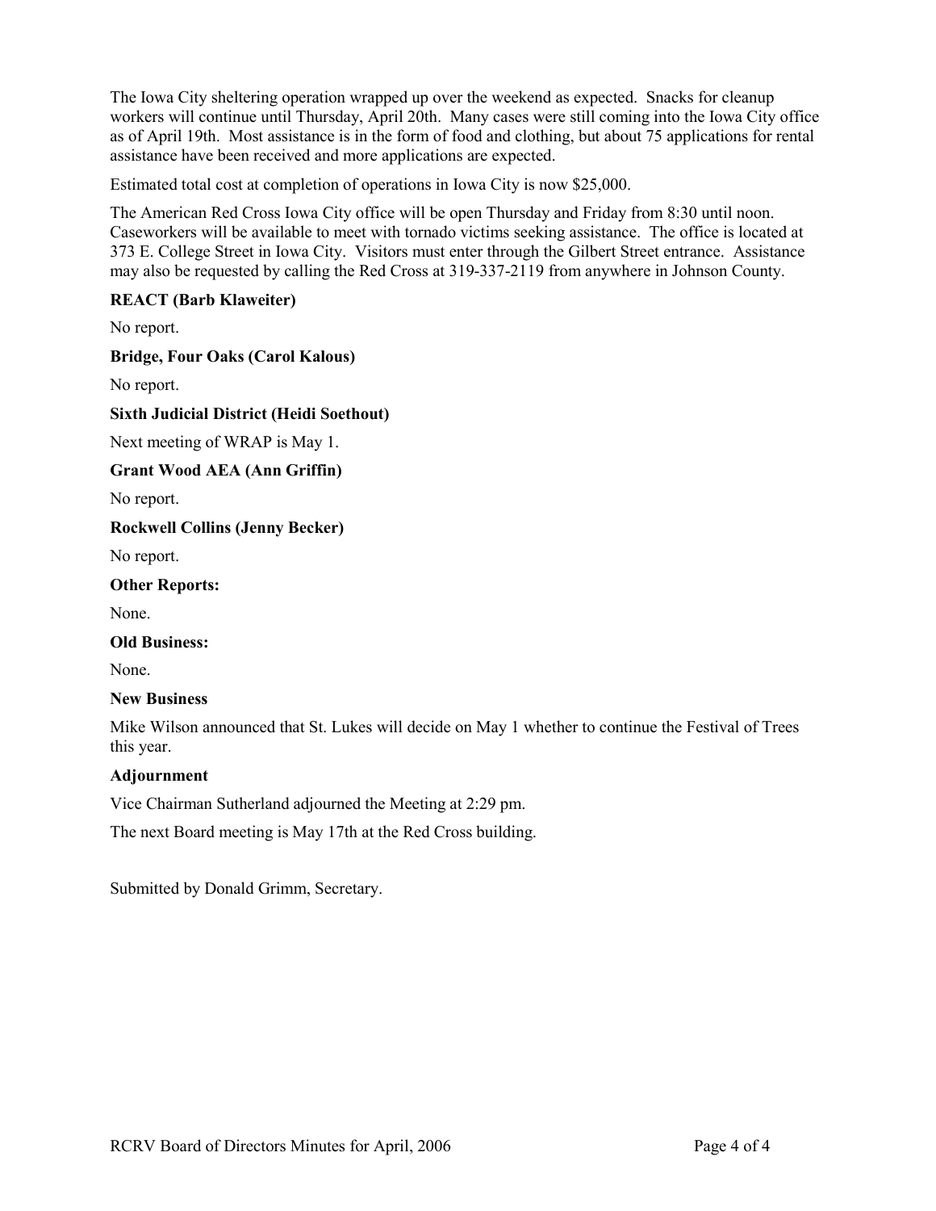The Iowa City sheltering operation wrapped up over the weekend as expected. Snacks for cleanup workers will continue until Thursday, April 20th. Many cases were still coming into the Iowa City office as of April 19th. Most assistance is in the form of food and clothing, but about 75 applications for rental assistance have been received and more applications are expected.

Estimated total cost at completion of operations in Iowa City is now $25,000.

The American Red Cross Iowa City office will be open Thursday and Friday from 8:30 until noon. Caseworkers will be available to meet with tornado victims seeking assistance. The office is located at 373 E. College Street in Iowa City. Visitors must enter through the Gilbert Street entrance. Assistance may also be requested by calling the Red Cross at 319-337-2119 from anywhere in Johnson County.

**REACT (Barb Klaweiter)**

No report.

**Bridge, Four Oaks (Carol Kalous)**

No report.

**Sixth Judicial District (Heidi Soethout)**

Next meeting of WRAP is May 1.

**Grant Wood AEA (Ann Griffin)**

No report.

**Rockwell Collins (Jenny Becker)**

No report.

**Other Reports:**

None.

**Old Business:**

None.

**New Business**

Mike Wilson announced that St. Lukes will decide on May 1 whether to continue the Festival of Trees this year.

**Adjournment**

Vice Chairman Sutherland adjourned the Meeting at 2:29 pm.

The next Board meeting is May 17th at the Red Cross building.

Submitted by Donald Grimm, Secretary.